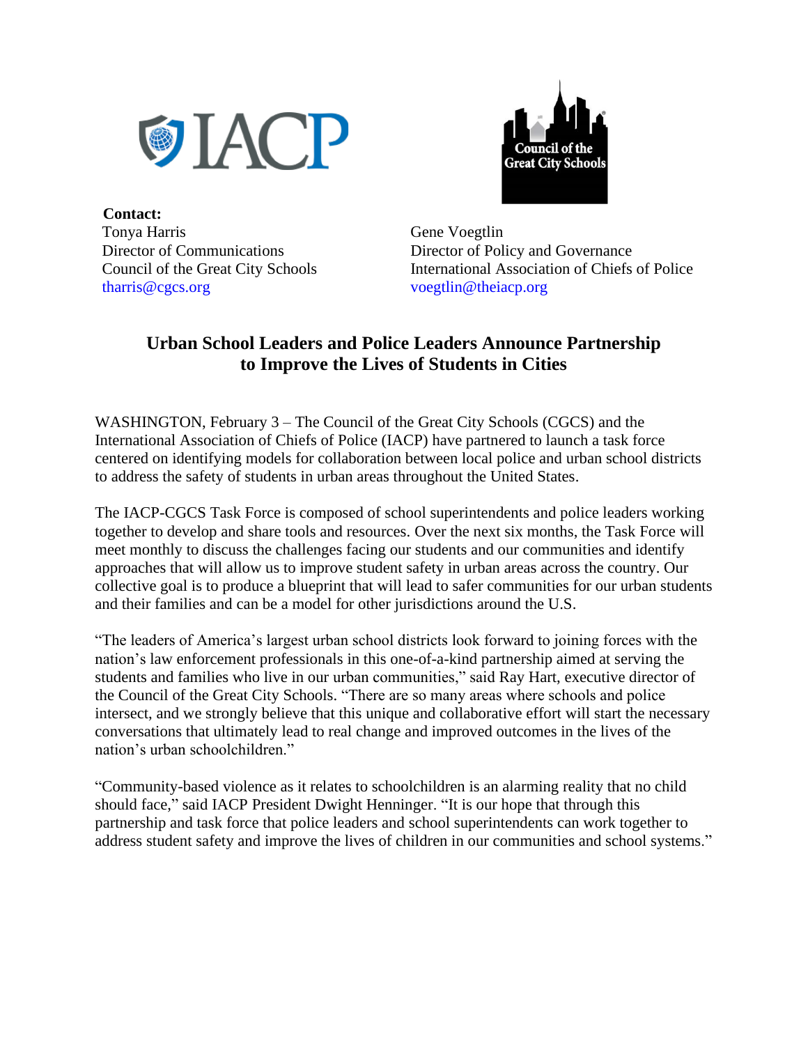**Contact:**

Tonya Harris
Director of Communications
Council of the Great City Schools
tharris@cgcs.org

Gene Voegtlin
Director of Policy and Governance
International Association of Chiefs of Police
voegtlin@theiacp.org

# Urban School Leaders and Police Leaders Announce Partnership to Improve the Lives of Students in Cities

WASHINGTON, February 3 – The Council of the Great City Schools (CGCS) and the International Association of Chiefs of Police (IACP) have partnered to launch a task force centered on identifying models for collaboration between local police and urban school districts to address the safety of students in urban areas throughout the United States.

The IACP-CGCS Task Force is composed of school superintendents and police leaders working together to develop and share tools and resources. Over the next six months, the Task Force will meet monthly to discuss the challenges facing our students and our communities and identify approaches that will allow us to improve student safety in urban areas across the country. Our collective goal is to produce a blueprint that will lead to safer communities for our urban students and their families and can be a model for other jurisdictions around the U.S.

"The leaders of America's largest urban school districts look forward to joining forces with the nation's law enforcement professionals in this one-of-a-kind partnership aimed at serving the students and families who live in our urban communities," said Ray Hart, executive director of the Council of the Great City Schools. "There are so many areas where schools and police intersect, and we strongly believe that this unique and collaborative effort will start the necessary conversations that ultimately lead to real change and improved outcomes in the lives of the nation's urban schoolchildren."

"Community-based violence as it relates to schoolchildren is an alarming reality that no child should face," said IACP President Dwight Henninger. "It is our hope that through this partnership and task force that police leaders and school superintendents can work together to address student safety and improve the lives of children in our communities and school systems."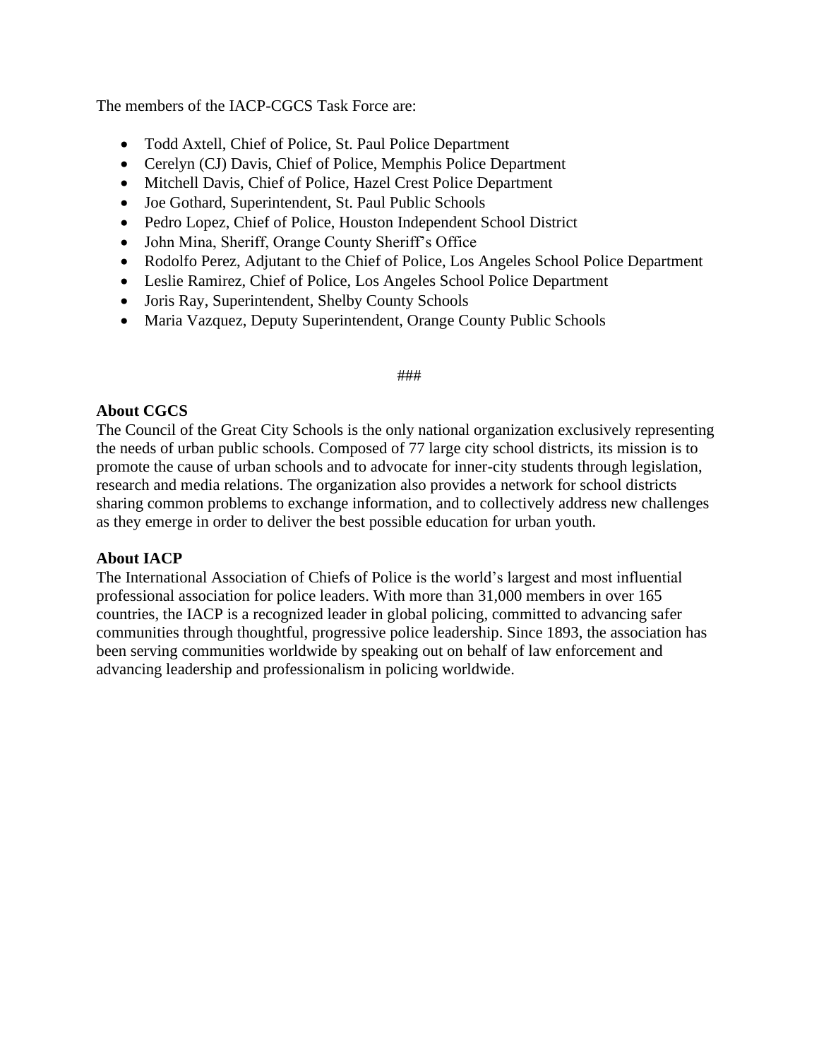The members of the IACP-CGCS Task Force are:

- Todd Axtell, Chief of Police, St. Paul Police Department
- Cerelyn (CJ) Davis, Chief of Police, Memphis Police Department
- Mitchell Davis, Chief of Police, Hazel Crest Police Department
- Joe Gothard, Superintendent, St. Paul Public Schools
- Pedro Lopez, Chief of Police, Houston Independent School District
- John Mina, Sheriff, Orange County Sheriff's Office
- Rodolfo Perez, Adjutant to the Chief of Police, Los Angeles School Police Department
- Leslie Ramirez, Chief of Police, Los Angeles School Police Department
- Joris Ray, Superintendent, Shelby County Schools
- Maria Vazquez, Deputy Superintendent, Orange County Public Schools

###

**About CGCS**
The Council of the Great City Schools is the only national organization exclusively representing the needs of urban public schools. Composed of 77 large city school districts, its mission is to promote the cause of urban schools and to advocate for inner-city students through legislation, research and media relations. The organization also provides a network for school districts sharing common problems to exchange information, and to collectively address new challenges as they emerge in order to deliver the best possible education for urban youth.

**About IACP**
The International Association of Chiefs of Police is the world's largest and most influential professional association for police leaders. With more than 31,000 members in over 165 countries, the IACP is a recognized leader in global policing, committed to advancing safer communities through thoughtful, progressive police leadership. Since 1893, the association has been serving communities worldwide by speaking out on behalf of law enforcement and advancing leadership and professionalism in policing worldwide.